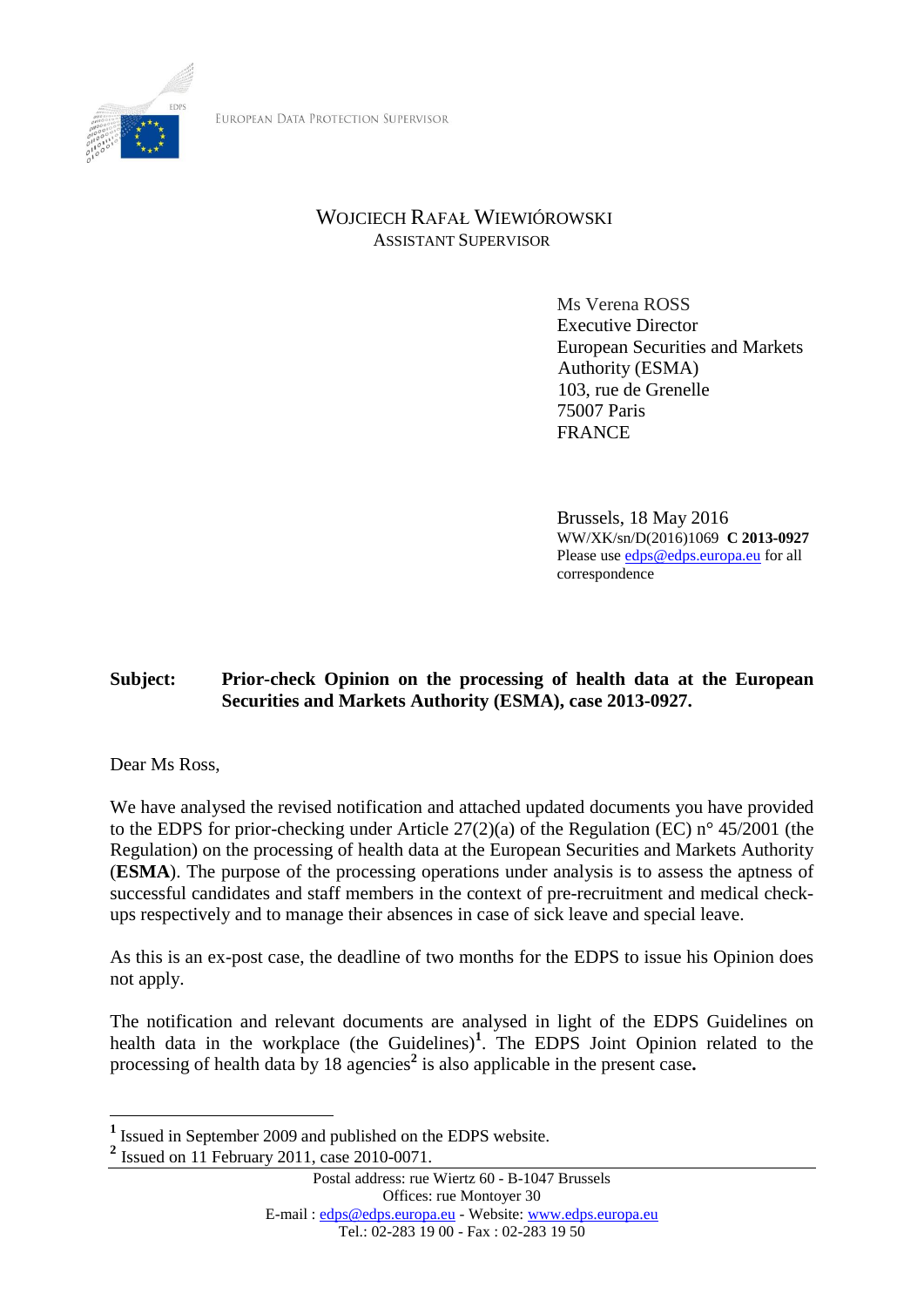EUROPEAN DATA PROTECTION SUPERVISOR

WOJCIECH RAFAŁ WIEWIÓROWSKI
ASSISTANT SUPERVISOR

Ms Verena ROSS
Executive Director
European Securities and Markets Authority (ESMA)
103, rue de Grenelle
75007 Paris
FRANCE

Brussels, 18 May 2016
WW/XK/sn/D(2016)1069 **C 2013-0927**
Please use edps@edps.europa.eu for all correspondence

**Subject: Prior-check Opinion on the processing of health data at the European Securities and Markets Authority (ESMA), case 2013-0927.**

Dear Ms Ross,

We have analysed the revised notification and attached updated documents you have provided to the EDPS for prior-checking under Article 27(2)(a) of the Regulation (EC) n° 45/2001 (the Regulation) on the processing of health data at the European Securities and Markets Authority (**ESMA**). The purpose of the processing operations under analysis is to assess the aptness of successful candidates and staff members in the context of pre-recruitment and medical check-ups respectively and to manage their absences in case of sick leave and special leave.

As this is an ex-post case, the deadline of two months for the EDPS to issue his Opinion does not apply.

The notification and relevant documents are analysed in light of the EDPS Guidelines on health data in the workplace (the Guidelines)[1]. The EDPS Joint Opinion related to the processing of health data by 18 agencies[2] is also applicable in the present case**.**

[1] Issued in September 2009 and published on the EDPS website.

[2] Issued on 11 February 2011, case 2010-0071.

Postal address: rue Wiertz 60 - B-1047 Brussels
Offices: rue Montoyer 30
E-mail : edps@edps.europa.eu - Website: www.edps.europa.eu
Tel.: 02-283 19 00 - Fax : 02-283 19 50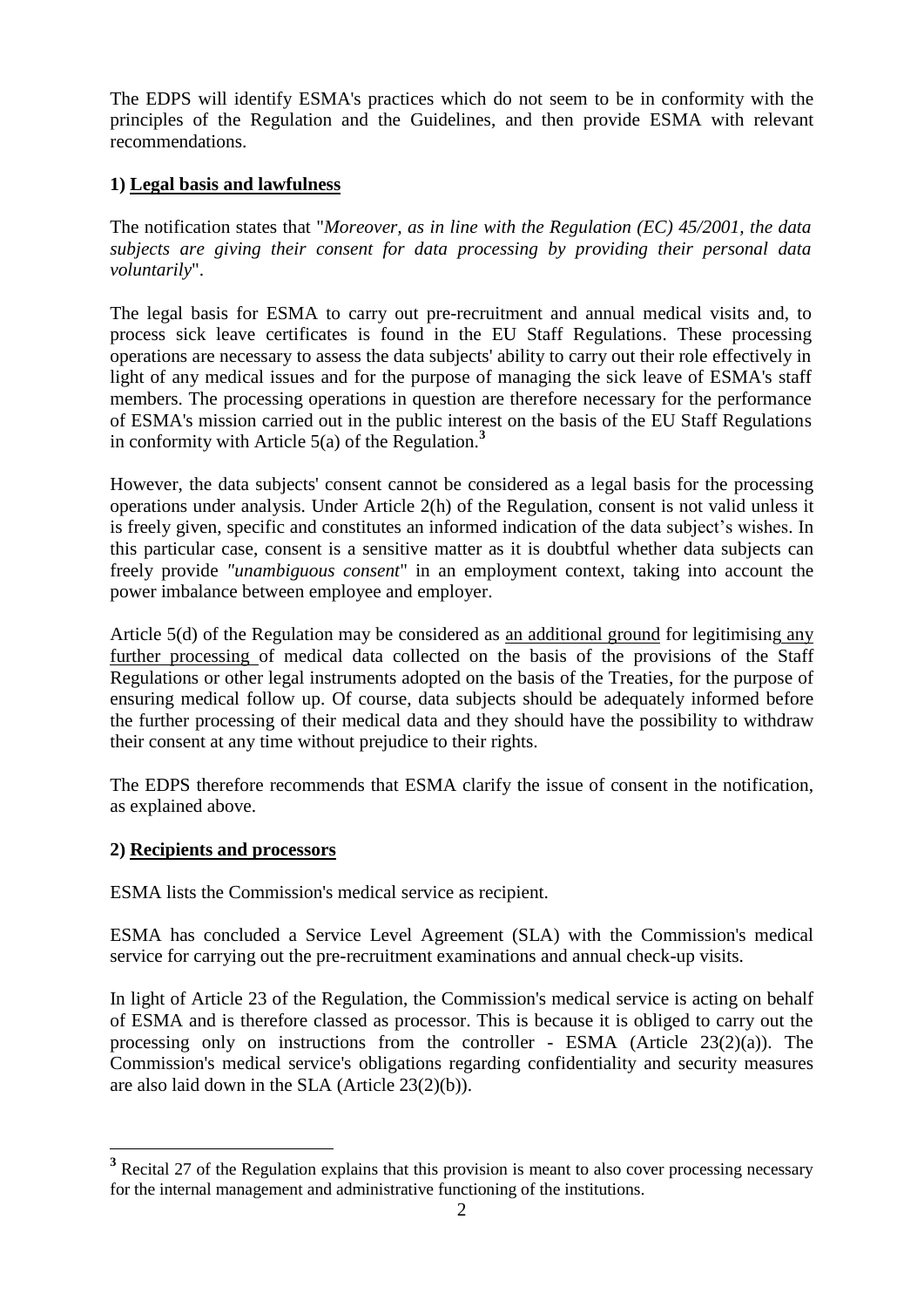The EDPS will identify ESMA's practices which do not seem to be in conformity with the principles of the Regulation and the Guidelines, and then provide ESMA with relevant recommendations.

## 1) Legal basis and lawfulness

The notification states that "*Moreover, as in line with the Regulation (EC) 45/2001, the data subjects are giving their consent for data processing by providing their personal data voluntarily*".

The legal basis for ESMA to carry out pre-recruitment and annual medical visits and, to process sick leave certificates is found in the EU Staff Regulations. These processing operations are necessary to assess the data subjects' ability to carry out their role effectively in light of any medical issues and for the purpose of managing the sick leave of ESMA's staff members. The processing operations in question are therefore necessary for the performance of ESMA's mission carried out in the public interest on the basis of the EU Staff Regulations in conformity with Article 5(a) of the Regulation.[3]

However, the data subjects' consent cannot be considered as a legal basis for the processing operations under analysis. Under Article 2(h) of the Regulation, consent is not valid unless it is freely given, specific and constitutes an informed indication of the data subject's wishes. In this particular case, consent is a sensitive matter as it is doubtful whether data subjects can freely provide *"unambiguous consent*" in an employment context, taking into account the power imbalance between employee and employer.

Article 5(d) of the Regulation may be considered as <u>an additional ground</u> for legitimising <u>any further processing</u> of medical data collected on the basis of the provisions of the Staff Regulations or other legal instruments adopted on the basis of the Treaties, for the purpose of ensuring medical follow up. Of course, data subjects should be adequately informed before the further processing of their medical data and they should have the possibility to withdraw their consent at any time without prejudice to their rights.

The EDPS therefore recommends that ESMA clarify the issue of consent in the notification, as explained above.

## 2) Recipients and processors

ESMA lists the Commission's medical service as recipient.

ESMA has concluded a Service Level Agreement (SLA) with the Commission's medical service for carrying out the pre-recruitment examinations and annual check-up visits.

In light of Article 23 of the Regulation, the Commission's medical service is acting on behalf of ESMA and is therefore classed as processor. This is because it is obliged to carry out the processing only on instructions from the controller - ESMA (Article 23(2)(a)). The Commission's medical service's obligations regarding confidentiality and security measures are also laid down in the SLA (Article 23(2)(b)).

---

[3] Recital 27 of the Regulation explains that this provision is meant to also cover processing necessary for the internal management and administrative functioning of the institutions.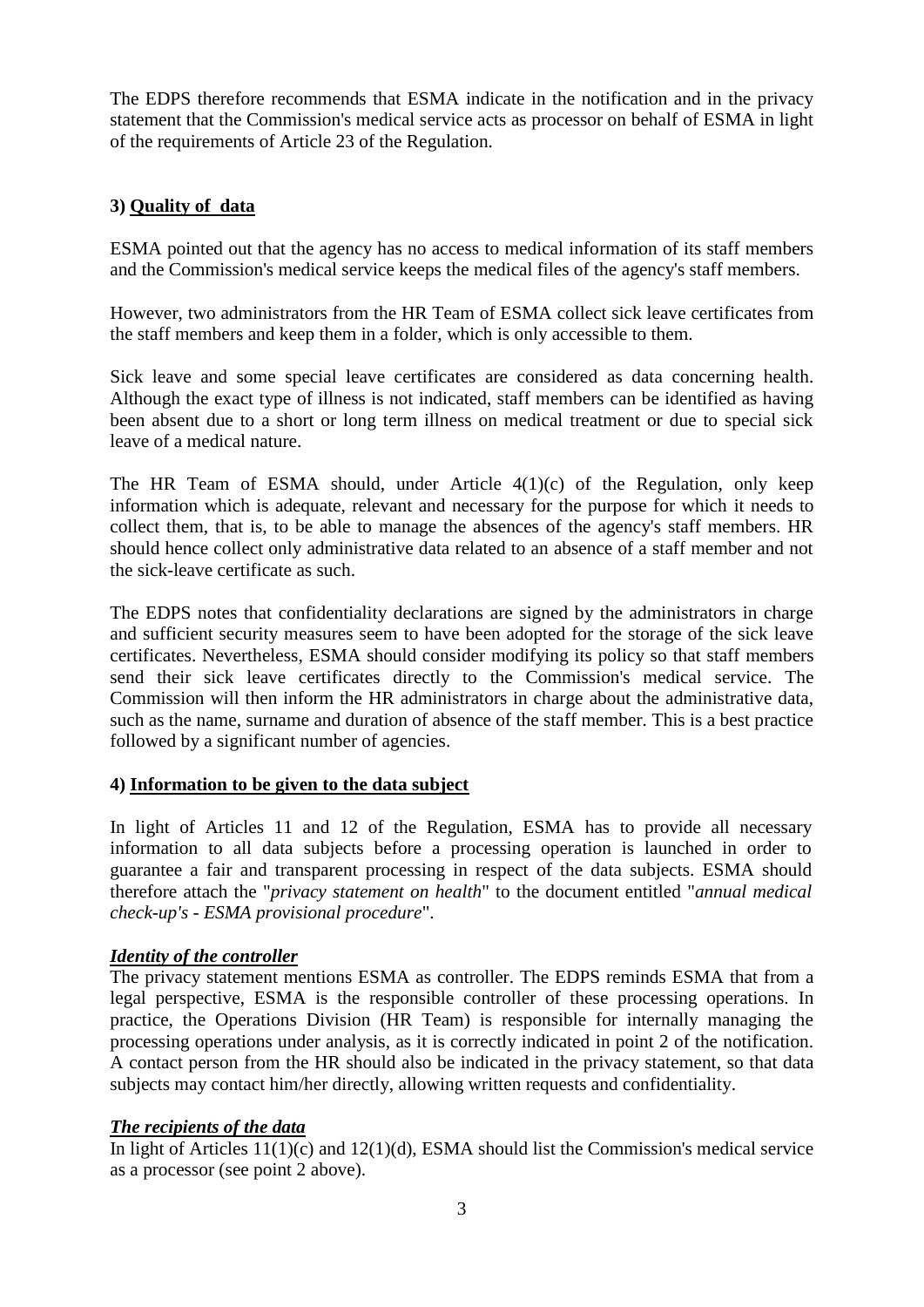The EDPS therefore recommends that ESMA indicate in the notification and in the privacy statement that the Commission's medical service acts as processor on behalf of ESMA in light of the requirements of Article 23 of the Regulation.

### 3) **Quality of data**

ESMA pointed out that the agency has no access to medical information of its staff members and the Commission's medical service keeps the medical files of the agency's staff members.

However, two administrators from the HR Team of ESMA collect sick leave certificates from the staff members and keep them in a folder, which is only accessible to them.

Sick leave and some special leave certificates are considered as data concerning health. Although the exact type of illness is not indicated, staff members can be identified as having been absent due to a short or long term illness on medical treatment or due to special sick leave of a medical nature.

The HR Team of ESMA should, under Article 4(1)(c) of the Regulation, only keep information which is adequate, relevant and necessary for the purpose for which it needs to collect them, that is, to be able to manage the absences of the agency's staff members. HR should hence collect only administrative data related to an absence of a staff member and not the sick-leave certificate as such.

The EDPS notes that confidentiality declarations are signed by the administrators in charge and sufficient security measures seem to have been adopted for the storage of the sick leave certificates. Nevertheless, ESMA should consider modifying its policy so that staff members send their sick leave certificates directly to the Commission's medical service. The Commission will then inform the HR administrators in charge about the administrative data, such as the name, surname and duration of absence of the staff member. This is a best practice followed by a significant number of agencies.

### 4) **Information to be given to the data subject**

In light of Articles 11 and 12 of the Regulation, ESMA has to provide all necessary information to all data subjects before a processing operation is launched in order to guarantee a fair and transparent processing in respect of the data subjects. ESMA should therefore attach the "*privacy statement on health*" to the document entitled "*annual medical check-up's - ESMA provisional procedure*".

#### ***Identity of the controller***

The privacy statement mentions ESMA as controller. The EDPS reminds ESMA that from a legal perspective, ESMA is the responsible controller of these processing operations. In practice, the Operations Division (HR Team) is responsible for internally managing the processing operations under analysis, as it is correctly indicated in point 2 of the notification. A contact person from the HR should also be indicated in the privacy statement, so that data subjects may contact him/her directly, allowing written requests and confidentiality.

#### ***The recipients of the data***

In light of Articles 11(1)(c) and 12(1)(d), ESMA should list the Commission's medical service as a processor (see point 2 above).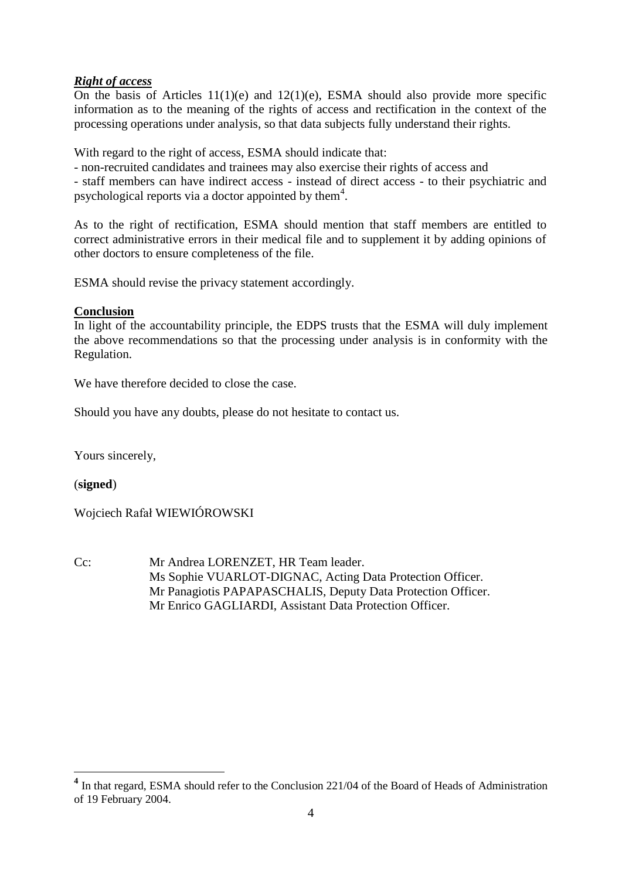***Right of access***

On the basis of Articles 11(1)(e) and 12(1)(e), ESMA should also provide more specific information as to the meaning of the rights of access and rectification in the context of the processing operations under analysis, so that data subjects fully understand their rights.

With regard to the right of access, ESMA should indicate that:

- non-recruited candidates and trainees may also exercise their rights of access and
- staff members can have indirect access - instead of direct access - to their psychiatric and psychological reports via a doctor appointed by them[4].

As to the right of rectification, ESMA should mention that staff members are entitled to correct administrative errors in their medical file and to supplement it by adding opinions of other doctors to ensure completeness of the file.

ESMA should revise the privacy statement accordingly.

**Conclusion**

In light of the accountability principle, the EDPS trusts that the ESMA will duly implement the above recommendations so that the processing under analysis is in conformity with the Regulation.

We have therefore decided to close the case.

Should you have any doubts, please do not hesitate to contact us.

Yours sincerely,

(**signed**)

Wojciech Rafał WIEWIÓROWSKI

Cc: Mr Andrea LORENZET, HR Team leader.
Ms Sophie VUARLOT-DIGNAC, Acting Data Protection Officer.
Mr Panagiotis PAPAPASCHALIS, Deputy Data Protection Officer.
Mr Enrico GAGLIARDI, Assistant Data Protection Officer.

---

[4] In that regard, ESMA should refer to the Conclusion 221/04 of the Board of Heads of Administration of 19 February 2004.